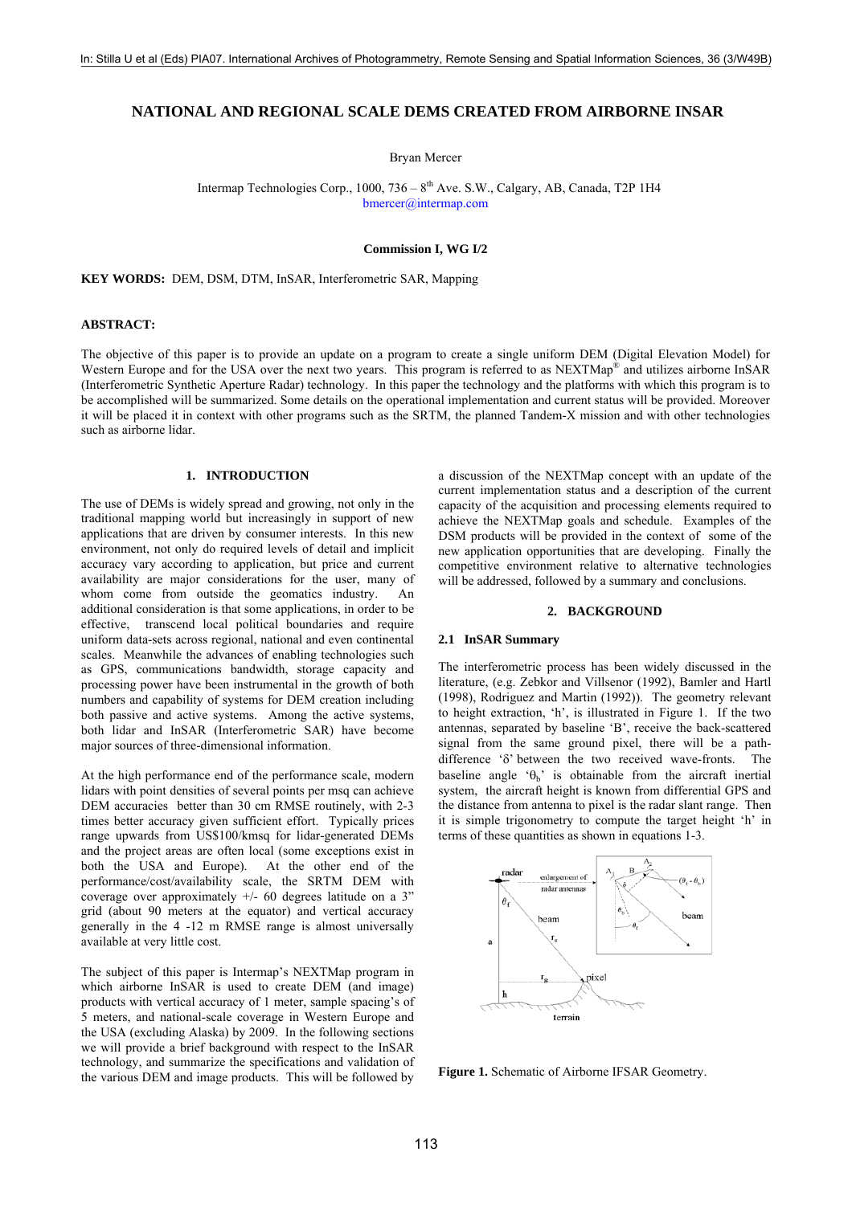# NATIONAL AND REGIONAL SCALE DEMS CREATED FROM AIRBORNE INSAR

Bryan Mercer

Intermap Technologies Corp., 1000, 736 – 8th Ave. S.W., Calgary, AB, Canada, T2P 1H4
bmercer@intermap.com

**Commission I, WG I/2**

**KEY WORDS:** DEM, DSM, DTM, InSAR, Interferometric SAR, Mapping

## ABSTRACT:

The objective of this paper is to provide an update on a program to create a single uniform DEM (Digital Elevation Model) for Western Europe and for the USA over the next two years. This program is referred to as NEXTMap® and utilizes airborne InSAR (Interferometric Synthetic Aperture Radar) technology. In this paper the technology and the platforms with which this program is to be accomplished will be summarized. Some details on the operational implementation and current status will be provided. Moreover it will be placed it in context with other programs such as the SRTM, the planned Tandem-X mission and with other technologies such as airborne lidar.

## 1. INTRODUCTION

The use of DEMs is widely spread and growing, not only in the traditional mapping world but increasingly in support of new applications that are driven by consumer interests. In this new environment, not only do required levels of detail and implicit accuracy vary according to application, but price and current availability are major considerations for the user, many of whom come from outside the geomatics industry. An additional consideration is that some applications, in order to be effective, transcend local political boundaries and require uniform data-sets across regional, national and even continental scales. Meanwhile the advances of enabling technologies such as GPS, communications bandwidth, storage capacity and processing power have been instrumental in the growth of both numbers and capability of systems for DEM creation including both passive and active systems. Among the active systems, both lidar and InSAR (Interferometric SAR) have become major sources of three-dimensional information.

At the high performance end of the performance scale, modern lidars with point densities of several points per msq can achieve DEM accuracies better than 30 cm RMSE routinely, with 2-3 times better accuracy given sufficient effort. Typically prices range upwards from US$100/kmsq for lidar-generated DEMs and the project areas are often local (some exceptions exist in both the USA and Europe). At the other end of the performance/cost/availability scale, the SRTM DEM with coverage over approximately +/- 60 degrees latitude on a 3" grid (about 90 meters at the equator) and vertical accuracy generally in the 4 -12 m RMSE range is almost universally available at very little cost.

The subject of this paper is Intermap's NEXTMap program in which airborne InSAR is used to create DEM (and image) products with vertical accuracy of 1 meter, sample spacing's of 5 meters, and national-scale coverage in Western Europe and the USA (excluding Alaska) by 2009. In the following sections we will provide a brief background with respect to the InSAR technology, and summarize the specifications and validation of the various DEM and image products. This will be followed by a discussion of the NEXTMap concept with an update of the current implementation status and a description of the current capacity of the acquisition and processing elements required to achieve the NEXTMap goals and schedule. Examples of the DSM products will be provided in the context of some of the new application opportunities that are developing. Finally the competitive environment relative to alternative technologies will be addressed, followed by a summary and conclusions.

## 2. BACKGROUND

### 2.1 InSAR Summary

The interferometric process has been widely discussed in the literature, (e.g. Zebkor and Villsenor (1992), Bamler and Hartl (1998), Rodriguez and Martin (1992)). The geometry relevant to height extraction, 'h', is illustrated in Figure 1. If the two antennas, separated by baseline 'B', receive the back-scattered signal from the same ground pixel, there will be a path-difference 'δ' between the two received wave-fronts. The baseline angle '$\theta_b$' is obtainable from the aircraft inertial system, the aircraft height is known from differential GPS and the distance from antenna to pixel is the radar slant range. Then it is simple trigonometry to compute the target height 'h' in terms of these quantities as shown in equations 1-3.

**Figure 1.** Schematic of Airborne IFSAR Geometry.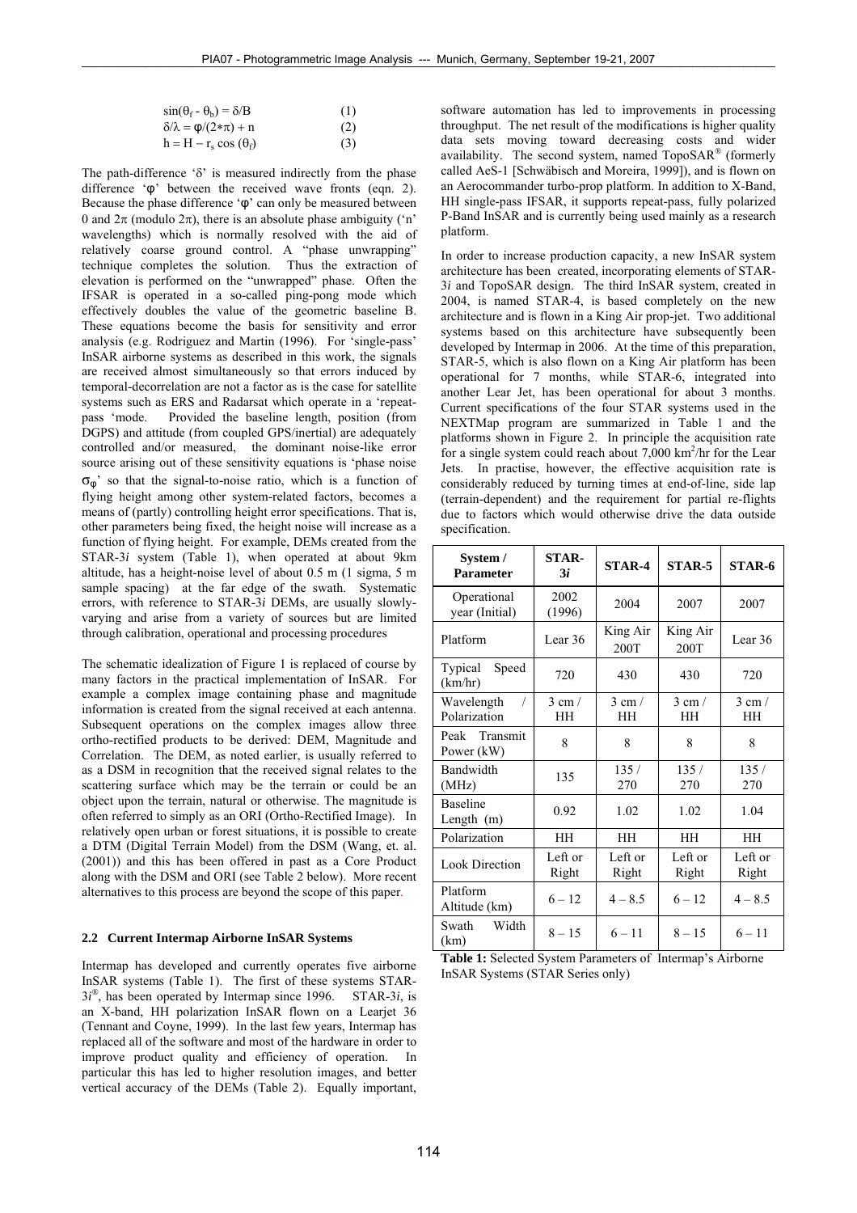$$\sin(\theta_f - \theta_b) = \delta/B \quad (1)$$

$$\delta/\lambda = \phi/(2*\pi) + n \quad (2)$$

$$h = H - r_s \cos(\theta_f) \quad (3)$$

The path-difference 'δ' is measured indirectly from the phase difference 'φ' between the received wave fronts (eqn. 2). Because the phase difference 'φ' can only be measured between 0 and $2\pi$ (modulo $2\pi$), there is an absolute phase ambiguity ('n' wavelengths) which is normally resolved with the aid of relatively coarse ground control. A "phase unwrapping" technique completes the solution. Thus the extraction of elevation is performed on the "unwrapped" phase. Often the IFSAR is operated in a so-called ping-pong mode which effectively doubles the value of the geometric baseline B. These equations become the basis for sensitivity and error analysis (e.g. Rodriguez and Martin (1996). For 'single-pass' InSAR airborne systems as described in this work, the signals are received almost simultaneously so that errors induced by temporal-decorrelation are not a factor as is the case for satellite systems such as ERS and Radarsat which operate in a 'repeat-pass 'mode. Provided the baseline length, position (from DGPS) and attitude (from coupled GPS/inertial) are adequately controlled and/or measured, the dominant noise-like error source arising out of these sensitivity equations is 'phase noise $\sigma_\phi$' so that the signal-to-noise ratio, which is a function of flying height among other system-related factors, becomes a means of (partly) controlling height error specifications. That is, other parameters being fixed, the height noise will increase as a function of flying height. For example, DEMs created from the STAR-3*i* system (Table 1), when operated at about 9km altitude, has a height-noise level of about 0.5 m (1 sigma, 5 m sample spacing) at the far edge of the swath. Systematic errors, with reference to STAR-3*i* DEMs, are usually slowly-varying and arise from a variety of sources but are limited through calibration, operational and processing procedures

The schematic idealization of Figure 1 is replaced of course by many factors in the practical implementation of InSAR. For example a complex image containing phase and magnitude information is created from the signal received at each antenna. Subsequent operations on the complex images allow three ortho-rectified products to be derived: DEM, Magnitude and Correlation. The DEM, as noted earlier, is usually referred to as a DSM in recognition that the received signal relates to the scattering surface which may be the terrain or could be an object upon the terrain, natural or otherwise. The magnitude is often referred to simply as an ORI (Ortho-Rectified Image). In relatively open urban or forest situations, it is possible to create a DTM (Digital Terrain Model) from the DSM (Wang, et. al. (2001)) and this has been offered in past as a Core Product along with the DSM and ORI (see Table 2 below). More recent alternatives to this process are beyond the scope of this paper.

### 2.2 Current Intermap Airborne InSAR Systems

Intermap has developed and currently operates five airborne InSAR systems (Table 1). The first of these systems STAR-3*i*®, has been operated by Intermap since 1996. STAR-3*i*, is an X-band, HH polarization InSAR flown on a Learjet 36 (Tennant and Coyne, 1999). In the last few years, Intermap has replaced all of the software and most of the hardware in order to improve product quality and efficiency of operation. In particular this has led to higher resolution images, and better vertical accuracy of the DEMs (Table 2). Equally important, software automation has led to improvements in processing throughput. The net result of the modifications is higher quality data sets moving toward decreasing costs and wider availability. The second system, named TopoSAR® (formerly called AeS-1 [Schwäbisch and Moreira, 1999]), and is flown on an Aerocommander turbo-prop platform. In addition to X-Band, HH single-pass IFSAR, it supports repeat-pass, fully polarized P-Band InSAR and is currently being used mainly as a research platform.

In order to increase production capacity, a new InSAR system architecture has been created, incorporating elements of STAR-3*i* and TopoSAR design. The third InSAR system, created in 2004, is named STAR-4, is based completely on the new architecture and is flown in a King Air prop-jet. Two additional systems based on this architecture have subsequently been developed by Intermap in 2006. At the time of this preparation, STAR-5, which is also flown on a King Air platform has been operational for 7 months, while STAR-6, integrated into another Lear Jet, has been operational for about 3 months. Current specifications of the four STAR systems used in the NEXTMap program are summarized in Table 1 and the platforms shown in Figure 2. In principle the acquisition rate for a single system could reach about 7,000 km$^2$/hr for the Lear Jets. In practise, however, the effective acquisition rate is considerably reduced by turning times at end-of-line, side lap (terrain-dependent) and the requirement for partial re-flights due to factors which would otherwise drive the data outside specification.

| System / Parameter | STAR-3*i* | STAR-4 | STAR-5 | STAR-6 |
|---|---|---|---|---|
| Operational year (Initial) | 2002 (1996) | 2004 | 2007 | 2007 |
| Platform | Lear 36 | King Air 200T | King Air 200T | Lear 36 |
| Typical Speed (km/hr) | 720 | 430 | 430 | 720 |
| Wavelength / Polarization | 3 cm / HH | 3 cm / HH | 3 cm / HH | 3 cm / HH |
| Peak Transmit Power (kW) | 8 | 8 | 8 | 8 |
| Bandwidth (MHz) | 135 | 135 / 270 | 135 / 270 | 135 / 270 |
| Baseline Length (m) | 0.92 | 1.02 | 1.02 | 1.04 |
| Polarization | HH | HH | HH | HH |
| Look Direction | Left or Right | Left or Right | Left or Right | Left or Right |
| Platform Altitude (km) | 6 – 12 | 4 – 8.5 | 6 – 12 | 4 – 8.5 |
| Swath Width (km) | 8 – 15 | 6 – 11 | 8 – 15 | 6 – 11 |

**Table 1:** Selected System Parameters of Intermap's Airborne InSAR Systems (STAR Series only)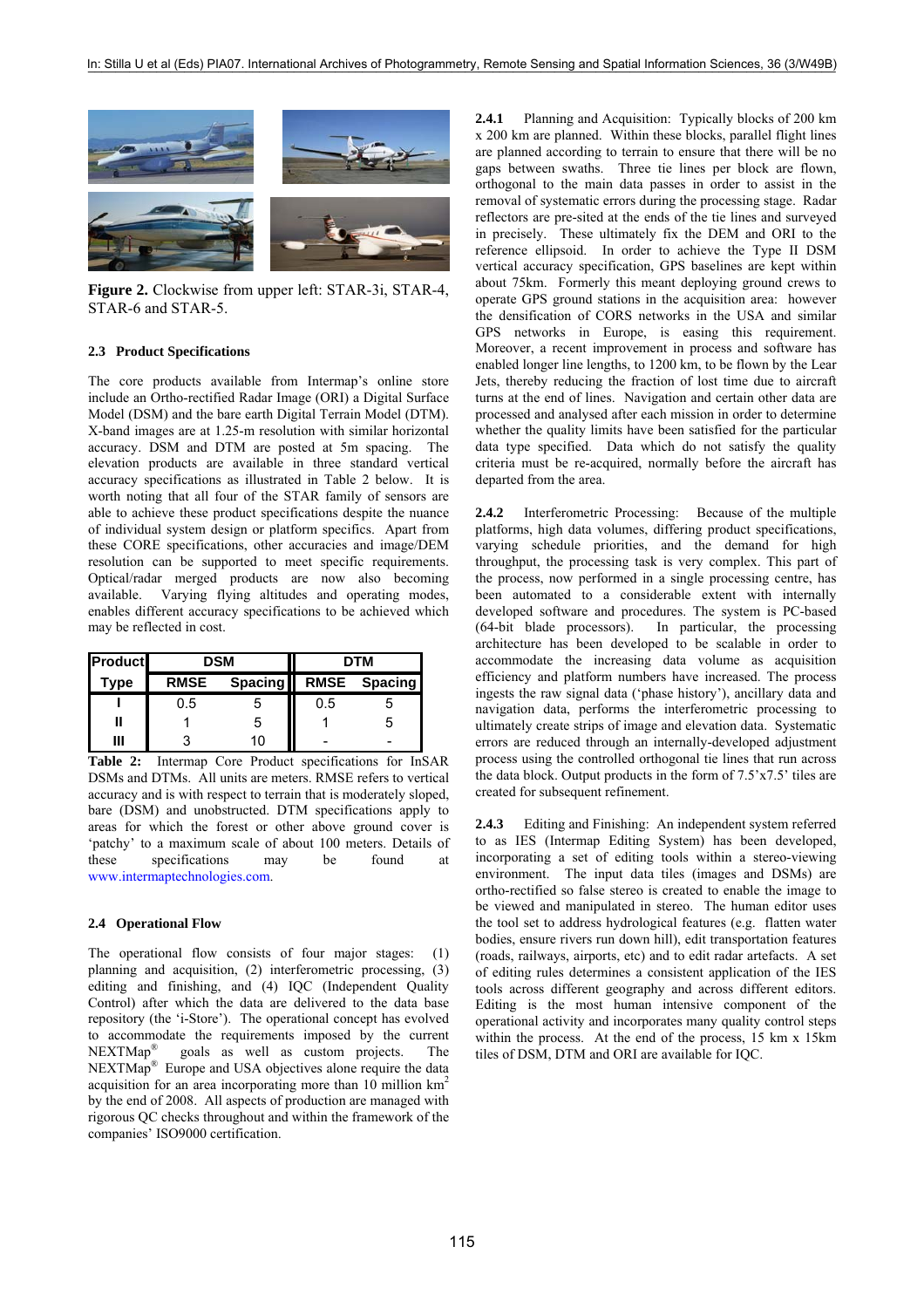**Figure 2.** Clockwise from upper left: STAR-3i, STAR-4, STAR-6 and STAR-5.

### 2.3 Product Specifications

The core products available from Intermap's online store include an Ortho-rectified Radar Image (ORI) a Digital Surface Model (DSM) and the bare earth Digital Terrain Model (DTM). X-band images are at 1.25-m resolution with similar horizontal accuracy. DSM and DTM are posted at 5m spacing. The elevation products are available in three standard vertical accuracy specifications as illustrated in Table 2 below. It is worth noting that all four of the STAR family of sensors are able to achieve these product specifications despite the nuance of individual system design or platform specifics. Apart from these CORE specifications, other accuracies and image/DEM resolution can be supported to meet specific requirements. Optical/radar merged products are now also becoming available. Varying flying altitudes and operating modes, enables different accuracy specifications to be achieved which may be reflected in cost.

| Product | DSM | | DTM | |
|---|---|---|---|---|
| Type | RMSE | Spacing | RMSE | Spacing |
| I | 0.5 | 5 | 0.5 | 5 |
| II | 1 | 5 | 1 | 5 |
| III | 3 | 10 | - | - |

**Table 2:** Intermap Core Product specifications for InSAR DSMs and DTMs. All units are meters. RMSE refers to vertical accuracy and is with respect to terrain that is moderately sloped, bare (DSM) and unobstructed. DTM specifications apply to areas for which the forest or other above ground cover is 'patchy' to a maximum scale of about 100 meters. Details of these specifications may be found at www.intermaptechnologies.com.

### 2.4 Operational Flow

The operational flow consists of four major stages: (1) planning and acquisition, (2) interferometric processing, (3) editing and finishing, and (4) IQC (Independent Quality Control) after which the data are delivered to the data base repository (the 'i-Store'). The operational concept has evolved to accommodate the requirements imposed by the current NEXTMap® goals as well as custom projects. The NEXTMap® Europe and USA objectives alone require the data acquisition for an area incorporating more than 10 million km$^2$ by the end of 2008. All aspects of production are managed with rigorous QC checks throughout and within the framework of the companies' ISO9000 certification.

**2.4.1** Planning and Acquisition: Typically blocks of 200 km x 200 km are planned. Within these blocks, parallel flight lines are planned according to terrain to ensure that there will be no gaps between swaths. Three tie lines per block are flown, orthogonal to the main data passes in order to assist in the removal of systematic errors during the processing stage. Radar reflectors are pre-sited at the ends of the tie lines and surveyed in precisely. These ultimately fix the DEM and ORI to the reference ellipsoid. In order to achieve the Type II DSM vertical accuracy specification, GPS baselines are kept within about 75km. Formerly this meant deploying ground crews to operate GPS ground stations in the acquisition area: however the densification of CORS networks in the USA and similar GPS networks in Europe, is easing this requirement. Moreover, a recent improvement in process and software has enabled longer line lengths, to 1200 km, to be flown by the Lear Jets, thereby reducing the fraction of lost time due to aircraft turns at the end of lines. Navigation and certain other data are processed and analysed after each mission in order to determine whether the quality limits have been satisfied for the particular data type specified. Data which do not satisfy the quality criteria must be re-acquired, normally before the aircraft has departed from the area.

**2.4.2** Interferometric Processing: Because of the multiple platforms, high data volumes, differing product specifications, varying schedule priorities, and the demand for high throughput, the processing task is very complex. This part of the process, now performed in a single processing centre, has been automated to a considerable extent with internally developed software and procedures. The system is PC-based (64-bit blade processors). In particular, the processing architecture has been developed to be scalable in order to accommodate the increasing data volume as acquisition efficiency and platform numbers have increased. The process ingests the raw signal data ('phase history'), ancillary data and navigation data, performs the interferometric processing to ultimately create strips of image and elevation data. Systematic errors are reduced through an internally-developed adjustment process using the controlled orthogonal tie lines that run across the data block. Output products in the form of 7.5'x7.5' tiles are created for subsequent refinement.

**2.4.3** Editing and Finishing: An independent system referred to as IES (Intermap Editing System) has been developed, incorporating a set of editing tools within a stereo-viewing environment. The input data tiles (images and DSMs) are ortho-rectified so false stereo is created to enable the image to be viewed and manipulated in stereo. The human editor uses the tool set to address hydrological features (e.g. flatten water bodies, ensure rivers run down hill), edit transportation features (roads, railways, airports, etc) and to edit radar artefacts. A set of editing rules determines a consistent application of the IES tools across different geography and across different editors. Editing is the most human intensive component of the operational activity and incorporates many quality control steps within the process. At the end of the process, 15 km x 15km tiles of DSM, DTM and ORI are available for IQC.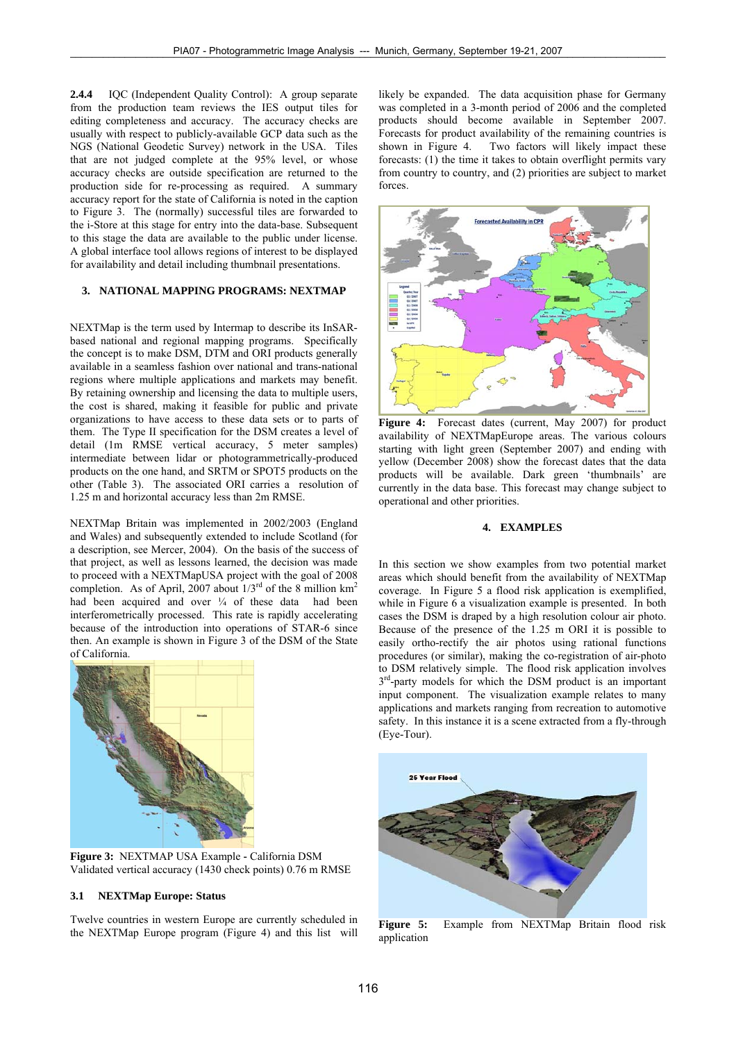**2.4.4** IQC (Independent Quality Control): A group separate from the production team reviews the IES output tiles for editing completeness and accuracy. The accuracy checks are usually with respect to publicly-available GCP data such as the NGS (National Geodetic Survey) network in the USA. Tiles that are not judged complete at the 95% level, or whose accuracy checks are outside specification are returned to the production side for re-processing as required. A summary accuracy report for the state of California is noted in the caption to Figure 3. The (normally) successful tiles are forwarded to the i-Store at this stage for entry into the data-base. Subsequent to this stage the data are available to the public under license. A global interface tool allows regions of interest to be displayed for availability and detail including thumbnail presentations.

## 3. NATIONAL MAPPING PROGRAMS: NEXTMAP

NEXTMap is the term used by Intermap to describe its InSAR-based national and regional mapping programs. Specifically the concept is to make DSM, DTM and ORI products generally available in a seamless fashion over national and trans-national regions where multiple applications and markets may benefit. By retaining ownership and licensing the data to multiple users, the cost is shared, making it feasible for public and private organizations to have access to these data sets or to parts of them. The Type II specification for the DSM creates a level of detail (1m RMSE vertical accuracy, 5 meter samples) intermediate between lidar or photogrammetrically-produced products on the one hand, and SRTM or SPOT5 products on the other (Table 3). The associated ORI carries a resolution of 1.25 m and horizontal accuracy less than 2m RMSE.

NEXTMap Britain was implemented in 2002/2003 (England and Wales) and subsequently extended to include Scotland (for a description, see Mercer, 2004). On the basis of the success of that project, as well as lessons learned, the decision was made to proceed with a NEXTMapUSA project with the goal of 2008 completion. As of April, 2007 about 1/3[rd] of the 8 million km$^2$ had been acquired and over ¼ of these data had been interferometrically processed. This rate is rapidly accelerating because of the introduction into operations of STAR-6 since then. An example is shown in Figure 3 of the DSM of the State of California.

**Figure 3:** NEXTMAP USA Example - California DSM Validated vertical accuracy (1430 check points) 0.76 m RMSE

### 3.1 NEXTMap Europe: Status

Twelve countries in western Europe are currently scheduled in the NEXTMap Europe program (Figure 4) and this list will likely be expanded. The data acquisition phase for Germany was completed in a 3-month period of 2006 and the completed products should become available in September 2007. Forecasts for product availability of the remaining countries is shown in Figure 4. Two factors will likely impact these forecasts: (1) the time it takes to obtain overflight permits vary from country to country, and (2) priorities are subject to market forces.

**Figure 4:** Forecast dates (current, May 2007) for product availability of NEXTMapEurope areas. The various colours starting with light green (September 2007) and ending with yellow (December 2008) show the forecast dates that the data products will be available. Dark green 'thumbnails' are currently in the data base. This forecast may change subject to operational and other priorities.

## 4. EXAMPLES

In this section we show examples from two potential market areas which should benefit from the availability of NEXTMap coverage. In Figure 5 a flood risk application is exemplified, while in Figure 6 a visualization example is presented. In both cases the DSM is draped by a high resolution colour air photo. Because of the presence of the 1.25 m ORI it is possible to easily ortho-rectify the air photos using rational functions procedures (or similar), making the co-registration of air-photo to DSM relatively simple. The flood risk application involves 3[rd]-party models for which the DSM product is an important input component. The visualization example relates to many applications and markets ranging from recreation to automotive safety. In this instance it is a scene extracted from a fly-through (Eye-Tour).

**Figure 5:** Example from NEXTMap Britain flood risk application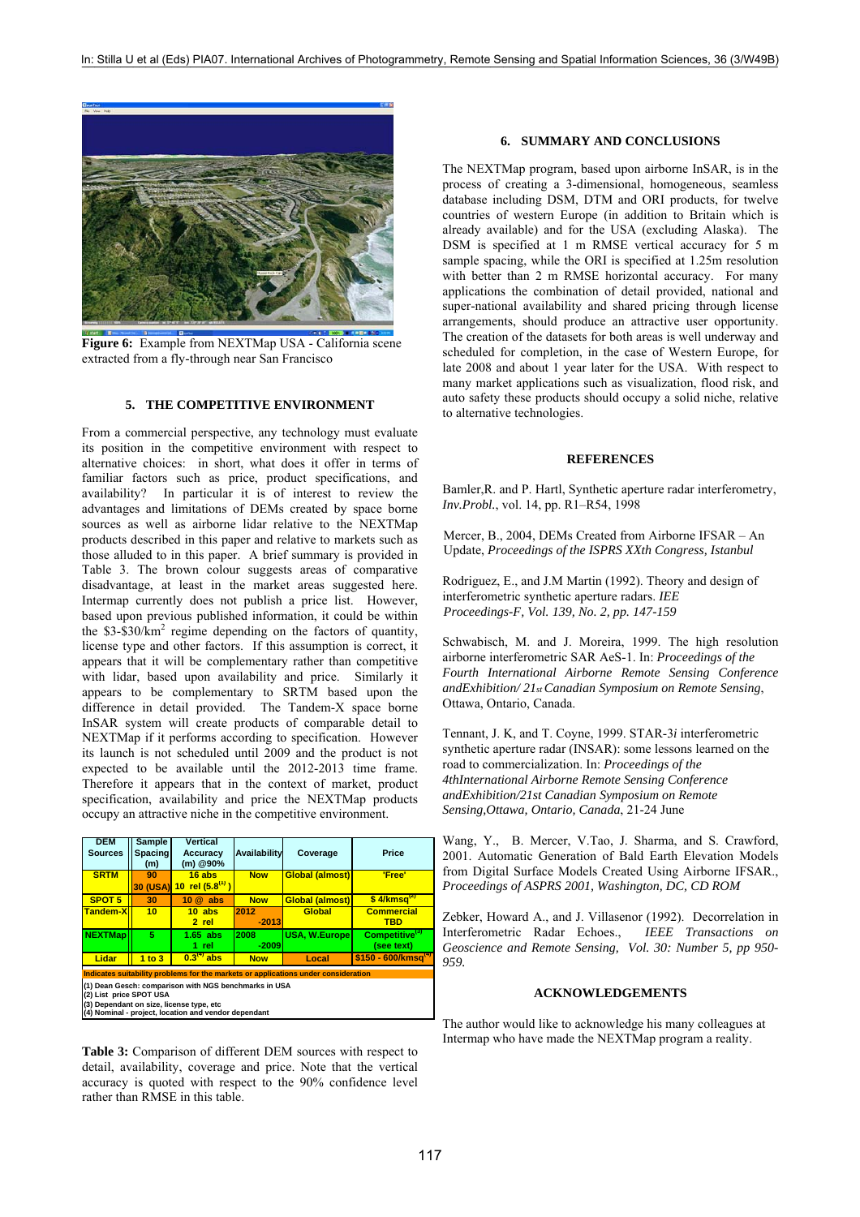**Figure 6:** Example from NEXTMap USA - California scene extracted from a fly-through near San Francisco

## 5. THE COMPETITIVE ENVIRONMENT

From a commercial perspective, any technology must evaluate its position in the competitive environment with respect to alternative choices: in short, what does it offer in terms of familiar factors such as price, product specifications, and availability? In particular it is of interest to review the advantages and limitations of DEMs created by space borne sources as well as airborne lidar relative to the NEXTMap products described in this paper and relative to markets such as those alluded to in this paper. A brief summary is provided in Table 3. The brown colour suggests areas of comparative disadvantage, at least in the market areas suggested here. Intermap currently does not publish a price list. However, based upon previous published information, it could be within the \$3-\$30/km$^2$ regime depending on the factors of quantity, license type and other factors. If this assumption is correct, it appears that it will be complementary rather than competitive with lidar, based upon availability and price. Similarly it appears to be complementary to SRTM based upon the difference in detail provided. The Tandem-X space borne InSAR system will create products of comparable detail to NEXTMap if it performs according to specification. However its launch is not scheduled until 2009 and the product is not expected to be available until the 2012-2013 time frame. Therefore it appears that in the context of market, product specification, availability and price the NEXTMap products occupy an attractive niche in the competitive environment.

| DEM Sources | Sample Spacing (m) | Vertical Accuracy (m) @90% | Availability | Coverage | Price |
|---|---|---|---|---|---|
| SRTM | 90<br>30 (USA) | 16 abs<br>10 rel (5.8[1]) | Now | Global (almost) | 'Free' |
| SPOT 5 | 30 | 10 @ abs | Now | Global (almost) | \$ 4/kmsq[2] |
| Tandem-X | 10 | 10 abs<br>2 rel | 2012<br>-2013 | Global | Commercial<br>TBD |
| NEXTMap | 5 | 1.65 abs<br>1 rel | 2008<br>-2009 | USA, W.Europe | Competitive[3]<br>(see text) |
| Lidar | 1 to 3 | 0.3[4] abs | Now | Local | \$150 - 600/kmsq[4] |

Indicates suitability problems for the markets or applications under consideration

(1) Dean Gesch: comparison with NGS benchmarks in USA
(2) List price SPOT USA
(3) Dependant on size, license type, etc
(4) Nominal - project, location and vendor dependant

**Table 3:** Comparison of different DEM sources with respect to detail, availability, coverage and price. Note that the vertical accuracy is quoted with respect to the 90% confidence level rather than RMSE in this table.

## 6. SUMMARY AND CONCLUSIONS

The NEXTMap program, based upon airborne InSAR, is in the process of creating a 3-dimensional, homogeneous, seamless database including DSM, DTM and ORI products, for twelve countries of western Europe (in addition to Britain which is already available) and for the USA (excluding Alaska). The DSM is specified at 1 m RMSE vertical accuracy for 5 m sample spacing, while the ORI is specified at 1.25m resolution with better than 2 m RMSE horizontal accuracy. For many applications the combination of detail provided, national and super-national availability and shared pricing through license arrangements, should produce an attractive user opportunity. The creation of the datasets for both areas is well underway and scheduled for completion, in the case of Western Europe, for late 2008 and about 1 year later for the USA. With respect to many market applications such as visualization, flood risk, and auto safety these products should occupy a solid niche, relative to alternative technologies.

## REFERENCES

Bamler,R. and P. Hartl, Synthetic aperture radar interferometry, *Inv.Probl.*, vol. 14, pp. R1–R54, 1998

Mercer, B., 2004, DEMs Created from Airborne IFSAR – An Update, *Proceedings of the ISPRS XXth Congress, Istanbul*

Rodriguez, E., and J.M Martin (1992). Theory and design of interferometric synthetic aperture radars. *IEE Proceedings-F, Vol. 139, No. 2, pp. 147-159*

Schwabisch, M. and J. Moreira, 1999. The high resolution airborne interferometric SAR AeS-1. In: *Proceedings of the Fourth International Airborne Remote Sensing Conference andExhibition/ 21st Canadian Symposium on Remote Sensing*, Ottawa, Ontario, Canada.

Tennant, J. K, and T. Coyne, 1999. STAR-3*i* interferometric synthetic aperture radar (INSAR): some lessons learned on the road to commercialization. In: *Proceedings of the 4thInternational Airborne Remote Sensing Conference andExhibition/21st Canadian Symposium on Remote Sensing,Ottawa, Ontario, Canada*, 21-24 June

Wang, Y., B. Mercer, V.Tao, J. Sharma, and S. Crawford, 2001. Automatic Generation of Bald Earth Elevation Models from Digital Surface Models Created Using Airborne IFSAR., *Proceedings of ASPRS 2001, Washington, DC, CD ROM*

Zebker, Howard A., and J. Villasenor (1992). Decorrelation in Interferometric Radar Echoes., *IEEE Transactions on Geoscience and Remote Sensing, Vol. 30: Number 5, pp 950-959.*

## ACKNOWLEDGEMENTS

The author would like to acknowledge his many colleagues at Intermap who have made the NEXTMap program a reality.